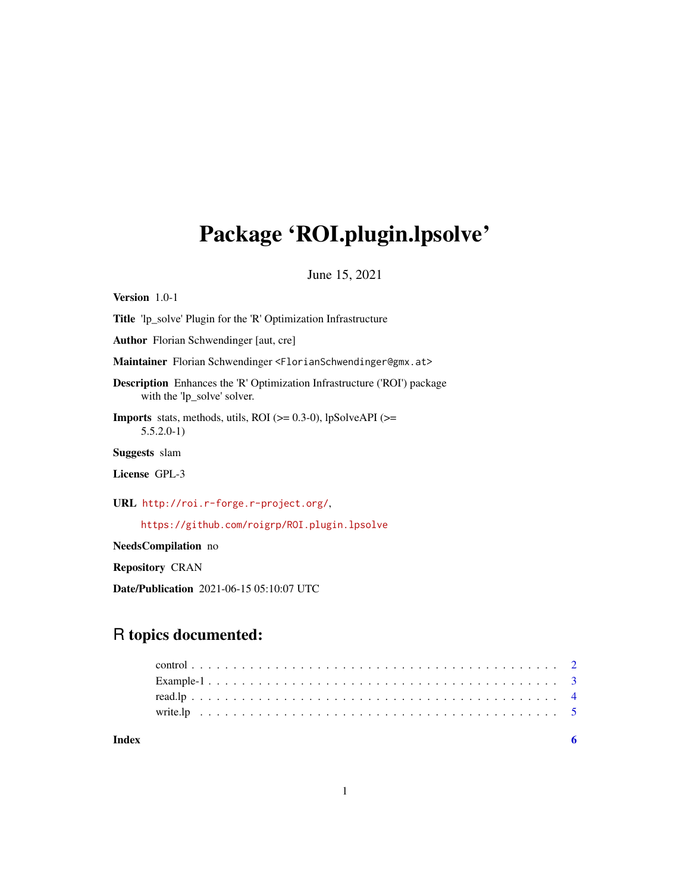# Package 'ROI.plugin.lpsolve'

June 15, 2021

**Version** 1.0-1

**Title** 'lp_solve' Plugin for the 'R' Optimization Infrastructure

**Author** Florian Schwendinger [aut, cre]

**Maintainer** Florian Schwendinger <FlorianSchwendinger@gmx.at>

**Description** Enhances the 'R' Optimization Infrastructure ('ROI') package
with the 'lp_solve' solver.

**Imports** stats, methods, utils, ROI (>= 0.3-0), lpSolveAPI (>=
5.5.2.0-1)

**Suggests** slam

**License** GPL-3

**URL** http://roi.r-forge.r-project.org/,

https://github.com/roigrp/ROI.plugin.lpsolve

**NeedsCompilation** no

**Repository** CRAN

**Date/Publication** 2021-06-15 05:10:07 UTC

## R topics documented:

control . . . . . . . . . . . . . . . . . . . . . . . . . . . . . . . . . . . . . . . . . . 2
Example-1 . . . . . . . . . . . . . . . . . . . . . . . . . . . . . . . . . . . . . . . . 3
read.lp . . . . . . . . . . . . . . . . . . . . . . . . . . . . . . . . . . . . . . . . . . 4
write.lp . . . . . . . . . . . . . . . . . . . . . . . . . . . . . . . . . . . . . . . . . . 5

**Index** **6**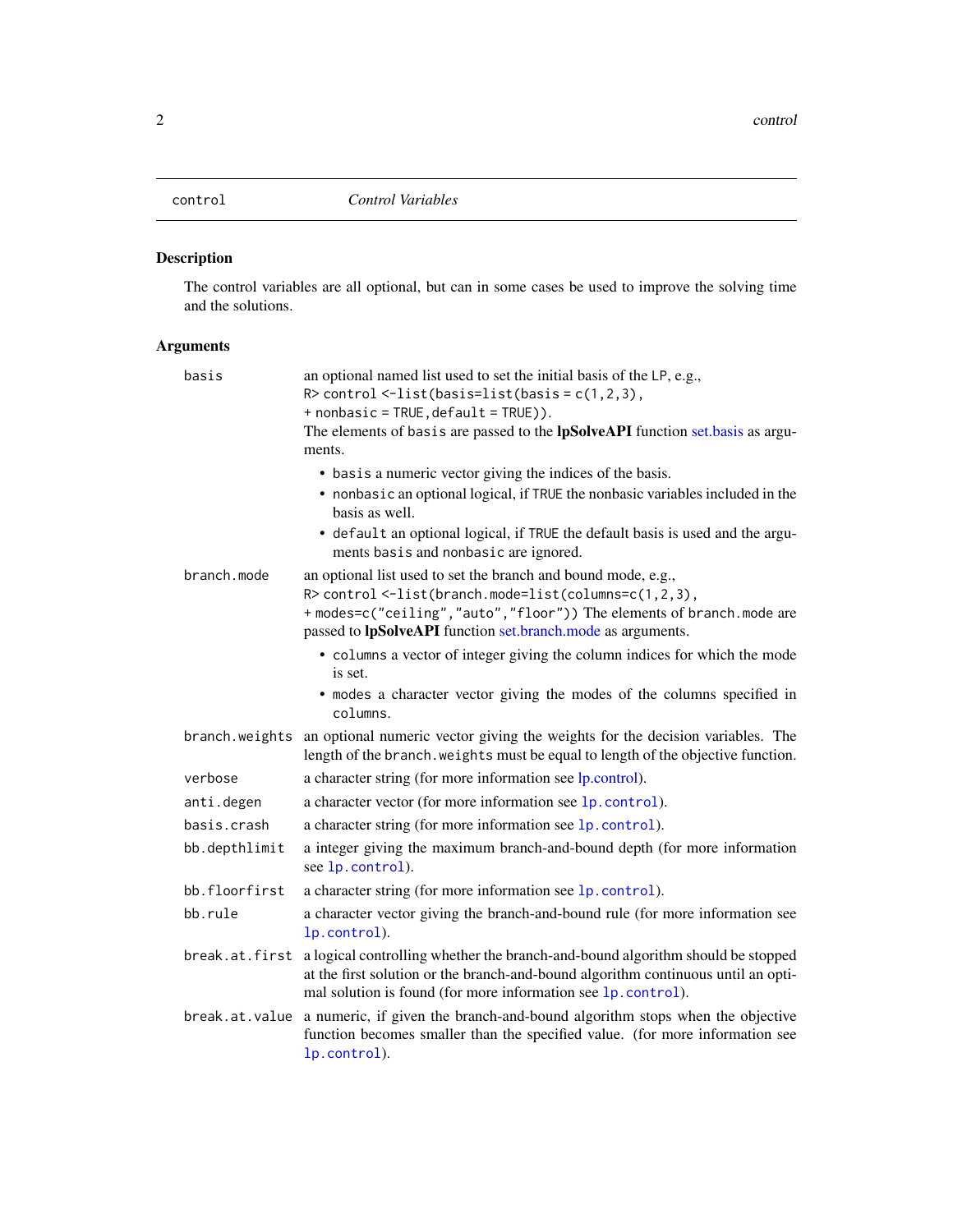## control — *Control Variables*

### Description

The control variables are all optional, but can in some cases be used to improve the solving time and the solutions.

### Arguments

**basis**
an optional named list used to set the initial basis of the LP, e.g.,
R> control <-list(basis=list(basis = c(1,2,3),
+ nonbasic = TRUE,default = TRUE)).
The elements of basis are passed to the **lpSolveAPI** function set.basis as arguments.

- basis a numeric vector giving the indices of the basis.
- nonbasic an optional logical, if TRUE the nonbasic variables included in the basis as well.
- default an optional logical, if TRUE the default basis is used and the arguments basis and nonbasic are ignored.

**branch.mode**
an optional list used to set the branch and bound mode, e.g.,
R> control <-list(branch.mode=list(columns=c(1,2,3),
+ modes=c("ceiling","auto","floor")) The elements of branch.mode are passed to **lpSolveAPI** function set.branch.mode as arguments.

- columns a vector of integer giving the column indices for which the mode is set.
- modes a character vector giving the modes of the columns specified in columns.

**branch.weights**
an optional numeric vector giving the weights for the decision variables. The length of the branch.weights must be equal to length of the objective function.

**verbose**
a character string (for more information see lp.control).

**anti.degen**
a character vector (for more information see lp.control).

**basis.crash**
a character string (for more information see lp.control).

**bb.depthlimit**
a integer giving the maximum branch-and-bound depth (for more information see lp.control).

**bb.floorfirst**
a character string (for more information see lp.control).

**bb.rule**
a character vector giving the branch-and-bound rule (for more information see lp.control).

**break.at.first**
a logical controlling whether the branch-and-bound algorithm should be stopped at the first solution or the branch-and-bound algorithm continuous until an optimal solution is found (for more information see lp.control).

**break.at.value**
a numeric, if given the branch-and-bound algorithm stops when the objective function becomes smaller than the specified value. (for more information see lp.control).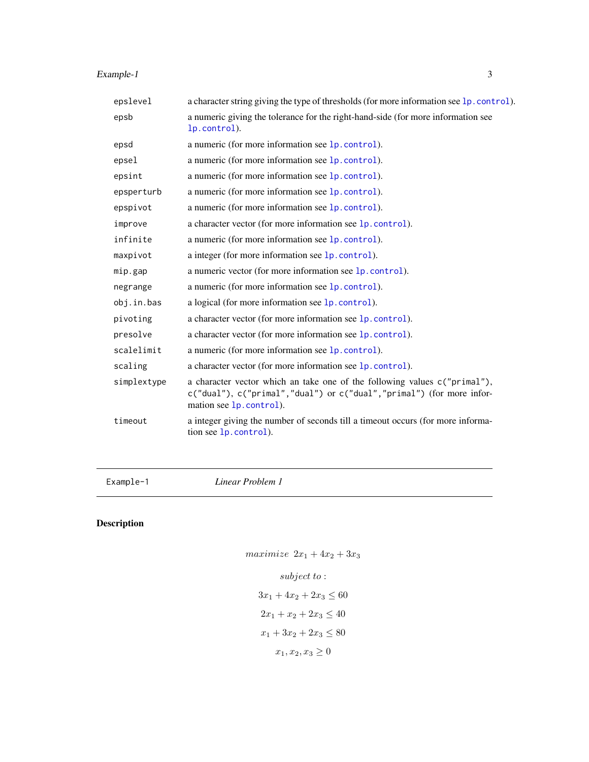| | |
|---|---|
| `epslevel` | a character string giving the type of thresholds (for more information see `lp.control`). |
| `epsb` | a numeric giving the tolerance for the right-hand-side (for more information see `lp.control`). |
| `epsd` | a numeric (for more information see `lp.control`). |
| `epsel` | a numeric (for more information see `lp.control`). |
| `epsint` | a numeric (for more information see `lp.control`). |
| `epsperturb` | a numeric (for more information see `lp.control`). |
| `epspivot` | a numeric (for more information see `lp.control`). |
| `improve` | a character vector (for more information see `lp.control`). |
| `infinite` | a numeric (for more information see `lp.control`). |
| `maxpivot` | a integer (for more information see `lp.control`). |
| `mip.gap` | a numeric vector (for more information see `lp.control`). |
| `negrange` | a numeric (for more information see `lp.control`). |
| `obj.in.bas` | a logical (for more information see `lp.control`). |
| `pivoting` | a character vector (for more information see `lp.control`). |
| `presolve` | a character vector (for more information see `lp.control`). |
| `scalelimit` | a numeric (for more information see `lp.control`). |
| `scaling` | a character vector (for more information see `lp.control`). |
| `simplextype` | a character vector which an take one of the following values `c("primal")`, `c("dual")`, `c("primal","dual")` or `c("dual","primal")` (for more information see `lp.control`). |
| `timeout` | a integer giving the number of seconds till a timeout occurs (for more information see `lp.control`). |

---

`Example-1` *Linear Problem 1*

---

## Description

$$maximize\ \ 2x_1 + 4x_2 + 3x_3$$

$$subject\ to:$$

$$3x_1 + 4x_2 + 2x_3 \leq 60$$

$$2x_1 + x_2 + 2x_3 \leq 40$$

$$x_1 + 3x_2 + 2x_3 \leq 80$$

$$x_1, x_2, x_3 \geq 0$$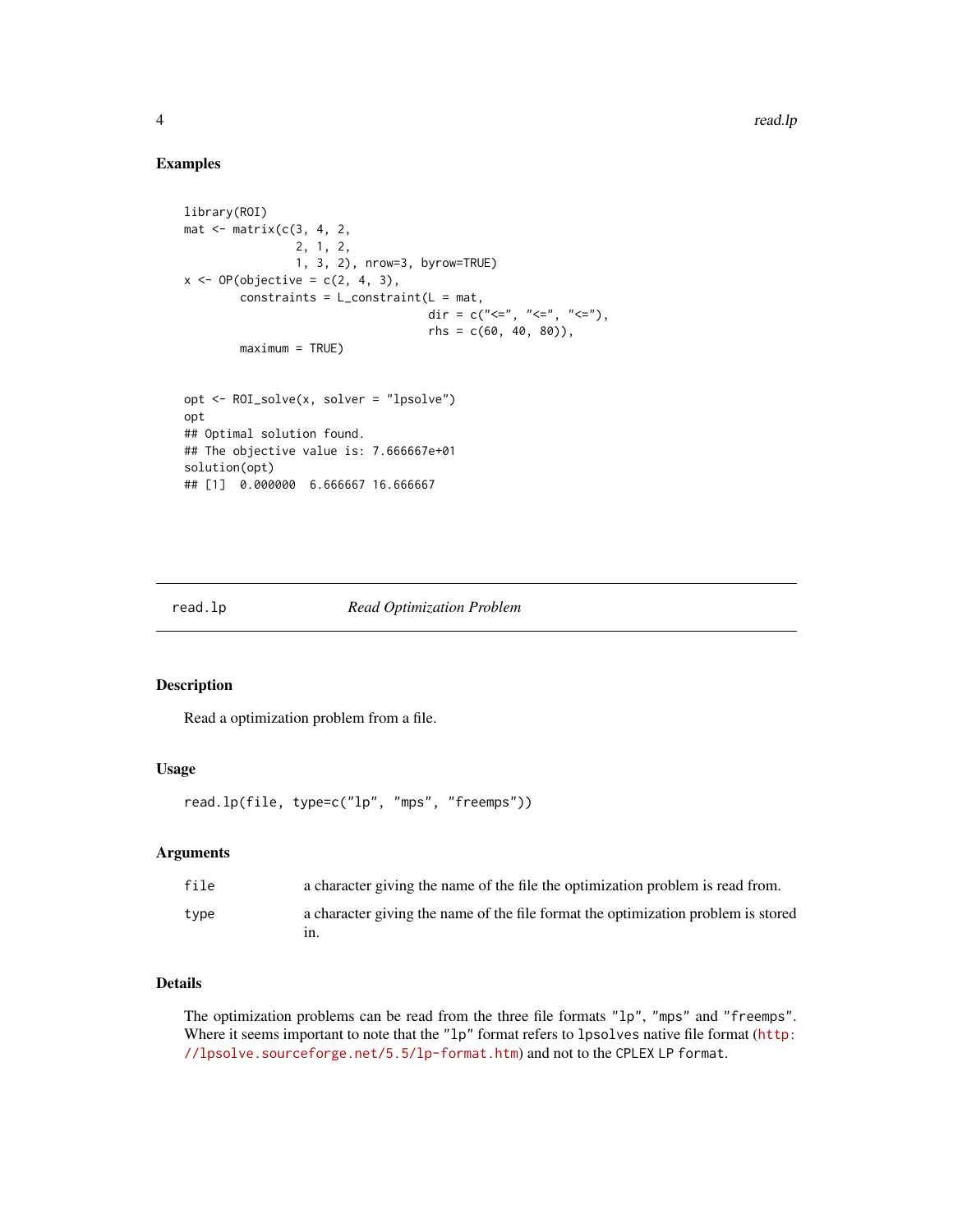## Examples

```
library(ROI)
mat <- matrix(c(3, 4, 2,
                2, 1, 2,
                1, 3, 2), nrow=3, byrow=TRUE)
x <- OP(objective = c(2, 4, 3),
        constraints = L_constraint(L = mat,
                                   dir = c("<=", "<=", "<="),
                                   rhs = c(60, 40, 80)),
        maximum = TRUE)


opt <- ROI_solve(x, solver = "lpsolve")
opt
## Optimal solution found.
## The objective value is: 7.666667e+01
solution(opt)
## [1]  0.000000  6.666667 16.666667
```

---

# read.lp *Read Optimization Problem*

---

## Description

Read a optimization problem from a file.

## Usage

```
read.lp(file, type=c("lp", "mps", "freemps"))
```

## Arguments

| | |
|---|---|
| file | a character giving the name of the file the optimization problem is read from. |
| type | a character giving the name of the file format the optimization problem is stored in. |

## Details

The optimization problems can be read from the three file formats "lp", "mps" and "freemps". Where it seems important to note that the "lp" format refers to lpsolves native file format (http://lpsolve.sourceforge.net/5.5/lp-format.htm) and not to the CPLEX LP format.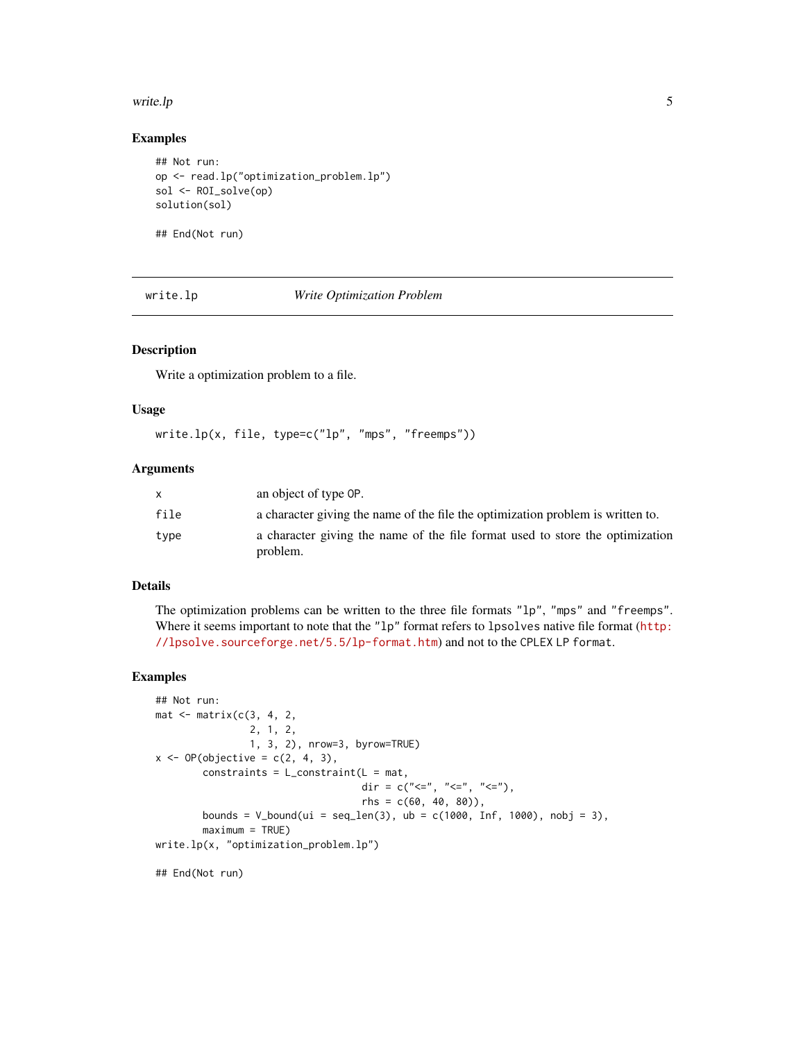## Examples

```
## Not run:
op <- read.lp("optimization_problem.lp")
sol <- ROI_solve(op)
solution(sol)

## End(Not run)
```

---

# write.lp *Write Optimization Problem*

---

## Description

Write a optimization problem to a file.

## Usage

```
write.lp(x, file, type=c("lp", "mps", "freemps"))
```

## Arguments

| | |
|---|---|
| x | an object of type OP. |
| file | a character giving the name of the file the optimization problem is written to. |
| type | a character giving the name of the file format used to store the optimization problem. |

## Details

The optimization problems can be written to the three file formats "lp", "mps" and "freemps". Where it seems important to note that the "lp" format refers to lpsolves native file format (http://lpsolve.sourceforge.net/5.5/lp-format.htm) and not to the CPLEX LP format.

## Examples

```
## Not run:
mat <- matrix(c(3, 4, 2,
                2, 1, 2,
                1, 3, 2), nrow=3, byrow=TRUE)
x <- OP(objective = c(2, 4, 3),
        constraints = L_constraint(L = mat,
                                   dir = c("<=", "<=", "<="),
                                   rhs = c(60, 40, 80)),
        bounds = V_bound(ui = seq_len(3), ub = c(1000, Inf, 1000), nobj = 3),
        maximum = TRUE)
write.lp(x, "optimization_problem.lp")

## End(Not run)
```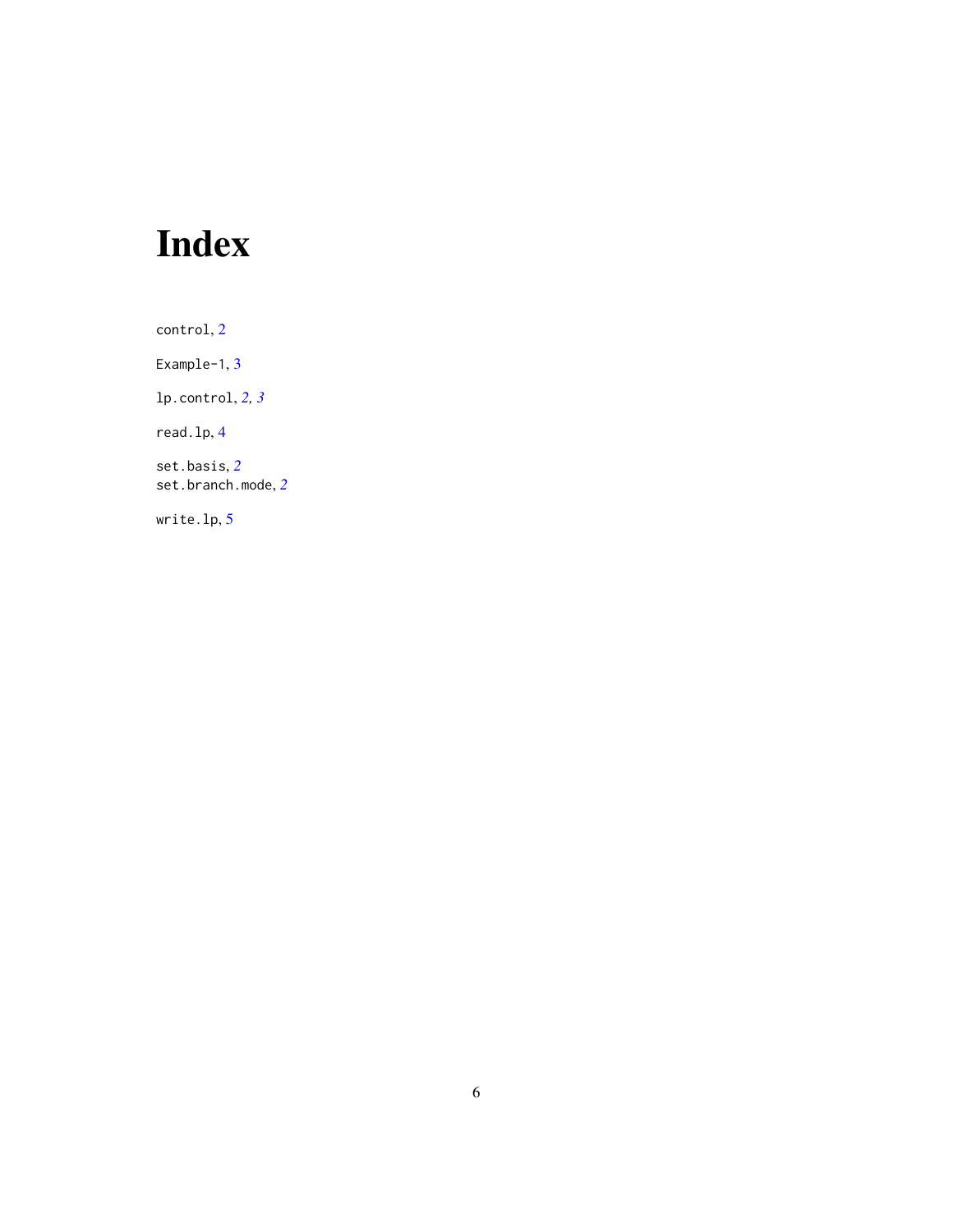# Index

control, 2

Example-1, 3

lp.control, *2, 3*

read.lp, 4

set.basis, *2*
set.branch.mode, *2*

write.lp, 5